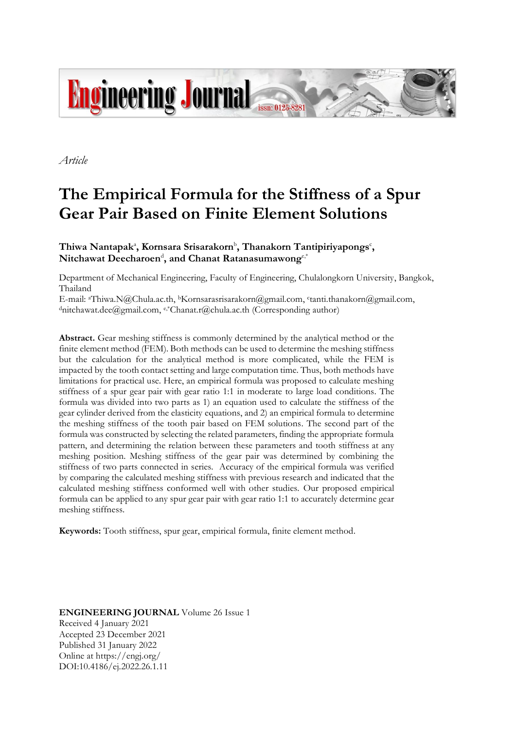*Article*

# The Empirical Formula for the Stiffness of a Spur Gear Pair Based on Finite Element Solutions

**Thiwa Nantapak**[a]**, Kornsara Srisarakorn**[b]**, Thanakorn Tantipiriyapongs**[c]**, Nitchawat Deecharoen**[d]**, and Chanat Ratanasumawong**[e,*]

Department of Mechanical Engineering, Faculty of Engineering, Chulalongkorn University, Bangkok, Thailand

E-mail: [a]Thiwa.N@Chula.ac.th, [b]Kornsarasrisarakorn@gmail.com, [c]tanti.thanakorn@gmail.com, [d]nitchawat.dee@gmail.com, [e,*]Chanat.r@chula.ac.th (Corresponding author)

**Abstract.** Gear meshing stiffness is commonly determined by the analytical method or the finite element method (FEM). Both methods can be used to determine the meshing stiffness but the calculation for the analytical method is more complicated, while the FEM is impacted by the tooth contact setting and large computation time. Thus, both methods have limitations for practical use. Here, an empirical formula was proposed to calculate meshing stiffness of a spur gear pair with gear ratio 1:1 in moderate to large load conditions. The formula was divided into two parts as 1) an equation used to calculate the stiffness of the gear cylinder derived from the elasticity equations, and 2) an empirical formula to determine the meshing stiffness of the tooth pair based on FEM solutions. The second part of the formula was constructed by selecting the related parameters, finding the appropriate formula pattern, and determining the relation between these parameters and tooth stiffness at any meshing position. Meshing stiffness of the gear pair was determined by combining the stiffness of two parts connected in series. Accuracy of the empirical formula was verified by comparing the calculated meshing stiffness with previous research and indicated that the calculated meshing stiffness conformed well with other studies. Our proposed empirical formula can be applied to any spur gear pair with gear ratio 1:1 to accurately determine gear meshing stiffness.

**Keywords:** Tooth stiffness, spur gear, empirical formula, finite element method.

**ENGINEERING JOURNAL** Volume 26 Issue 1
Received 4 January 2021
Accepted 23 December 2021
Published 31 January 2022
Online at https://engj.org/
DOI:10.4186/ej.2022.26.1.11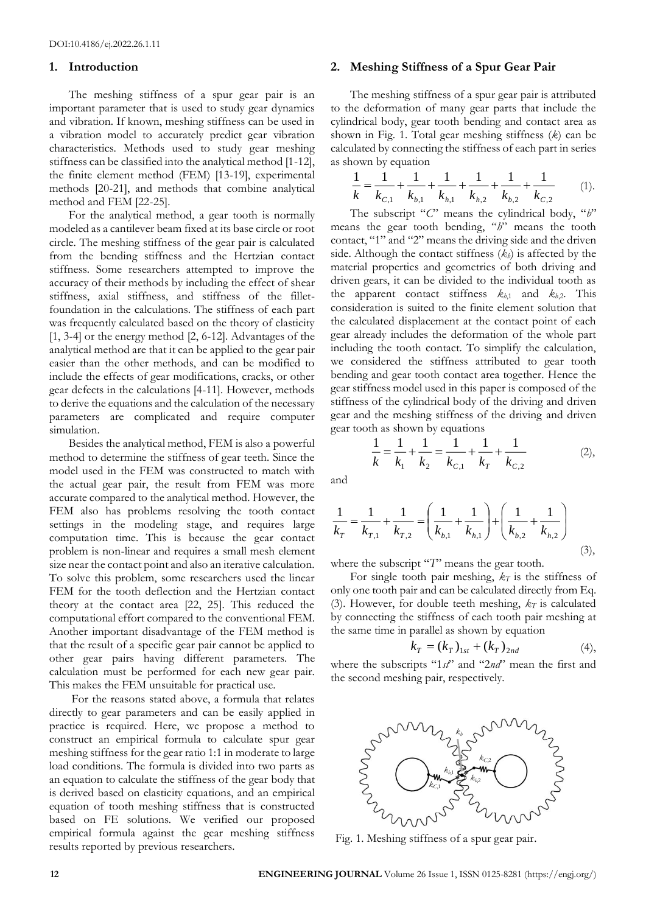DOI:10.4186/ej.2022.26.1.11

## 1. Introduction

The meshing stiffness of a spur gear pair is an important parameter that is used to study gear dynamics and vibration. If known, meshing stiffness can be used in a vibration model to accurately predict gear vibration characteristics. Methods used to study gear meshing stiffness can be classified into the analytical method [1-12], the finite element method (FEM) [13-19], experimental methods [20-21], and methods that combine analytical method and FEM [22-25].

For the analytical method, a gear tooth is normally modeled as a cantilever beam fixed at its base circle or root circle. The meshing stiffness of the gear pair is calculated from the bending stiffness and the Hertzian contact stiffness. Some researchers attempted to improve the accuracy of their methods by including the effect of shear stiffness, axial stiffness, and stiffness of the fillet-foundation in the calculations. The stiffness of each part was frequently calculated based on the theory of elasticity [1, 3-4] or the energy method [2, 6-12]. Advantages of the analytical method are that it can be applied to the gear pair easier than the other methods, and can be modified to include the effects of gear modifications, cracks, or other gear defects in the calculations [4-11]. However, methods to derive the equations and the calculation of the necessary parameters are complicated and require computer simulation.

Besides the analytical method, FEM is also a powerful method to determine the stiffness of gear teeth. Since the model used in the FEM was constructed to match with the actual gear pair, the result from FEM was more accurate compared to the analytical method. However, the FEM also has problems resolving the tooth contact settings in the modeling stage, and requires large computation time. This is because the gear contact problem is non-linear and requires a small mesh element size near the contact point and also an iterative calculation. To solve this problem, some researchers used the linear FEM for the tooth deflection and the Hertzian contact theory at the contact area [22, 25]. This reduced the computational effort compared to the conventional FEM. Another important disadvantage of the FEM method is that the result of a specific gear pair cannot be applied to other gear pairs having different parameters. The calculation must be performed for each new gear pair. This makes the FEM unsuitable for practical use.

For the reasons stated above, a formula that relates directly to gear parameters and can be easily applied in practice is required. Here, we propose a method to construct an empirical formula to calculate spur gear meshing stiffness for the gear ratio 1:1 in moderate to large load conditions. The formula is divided into two parts as an equation to calculate the stiffness of the gear body that is derived based on elasticity equations, and an empirical equation of tooth meshing stiffness that is constructed based on FE solutions. We verified our proposed empirical formula against the gear meshing stiffness results reported by previous researchers.

## 2. Meshing Stiffness of a Spur Gear Pair

The meshing stiffness of a spur gear pair is attributed to the deformation of many gear parts that include the cylindrical body, gear tooth bending and contact area as shown in Fig. 1. Total gear meshing stiffness ($k$) can be calculated by connecting the stiffness of each part in series as shown by equation

$$\frac{1}{k} = \frac{1}{k_{C,1}} + \frac{1}{k_{b,1}} + \frac{1}{k_{h,1}} + \frac{1}{k_{h,2}} + \frac{1}{k_{b,2}} + \frac{1}{k_{C,2}} \quad (1).$$

The subscript "$C$" means the cylindrical body, "$b$" means the gear tooth bending, "$h$" means the tooth contact, "1" and "2" means the driving side and the driven side. Although the contact stiffness ($k_h$) is affected by the material properties and geometries of both driving and driven gears, it can be divided to the individual tooth as the apparent contact stiffness $k_{h,1}$ and $k_{h,2}$. This consideration is suited to the finite element solution that the calculated displacement at the contact point of each gear already includes the deformation of the whole part including the tooth contact. To simplify the calculation, we considered the stiffness attributed to gear tooth bending and gear tooth contact area together. Hence the gear stiffness model used in this paper is composed of the stiffness of the cylindrical body of the driving and driven gear and the meshing stiffness of the driving and driven gear tooth as shown by equations

$$\frac{1}{k} = \frac{1}{k_1} + \frac{1}{k_2} = \frac{1}{k_{C,1}} + \frac{1}{k_T} + \frac{1}{k_{C,2}} \quad (2),$$

and

$$\frac{1}{k_T} = \frac{1}{k_{T,1}} + \frac{1}{k_{T,2}} = \left(\frac{1}{k_{b,1}} + \frac{1}{k_{h,1}}\right) + \left(\frac{1}{k_{b,2}} + \frac{1}{k_{h,2}}\right) \quad (3),$$

where the subscript "$T$" means the gear tooth.

For single tooth pair meshing, $k_T$ is the stiffness of only one tooth pair and can be calculated directly from Eq. (3). However, for double teeth meshing, $k_T$ is calculated by connecting the stiffness of each tooth pair meshing at the same time in parallel as shown by equation

$$k_T = (k_T)_{1st} + (k_T)_{2nd} \quad (4),$$

where the subscripts "1*st*" and "2*nd*" mean the first and the second meshing pair, respectively.

Fig. 1. Meshing stiffness of a spur gear pair.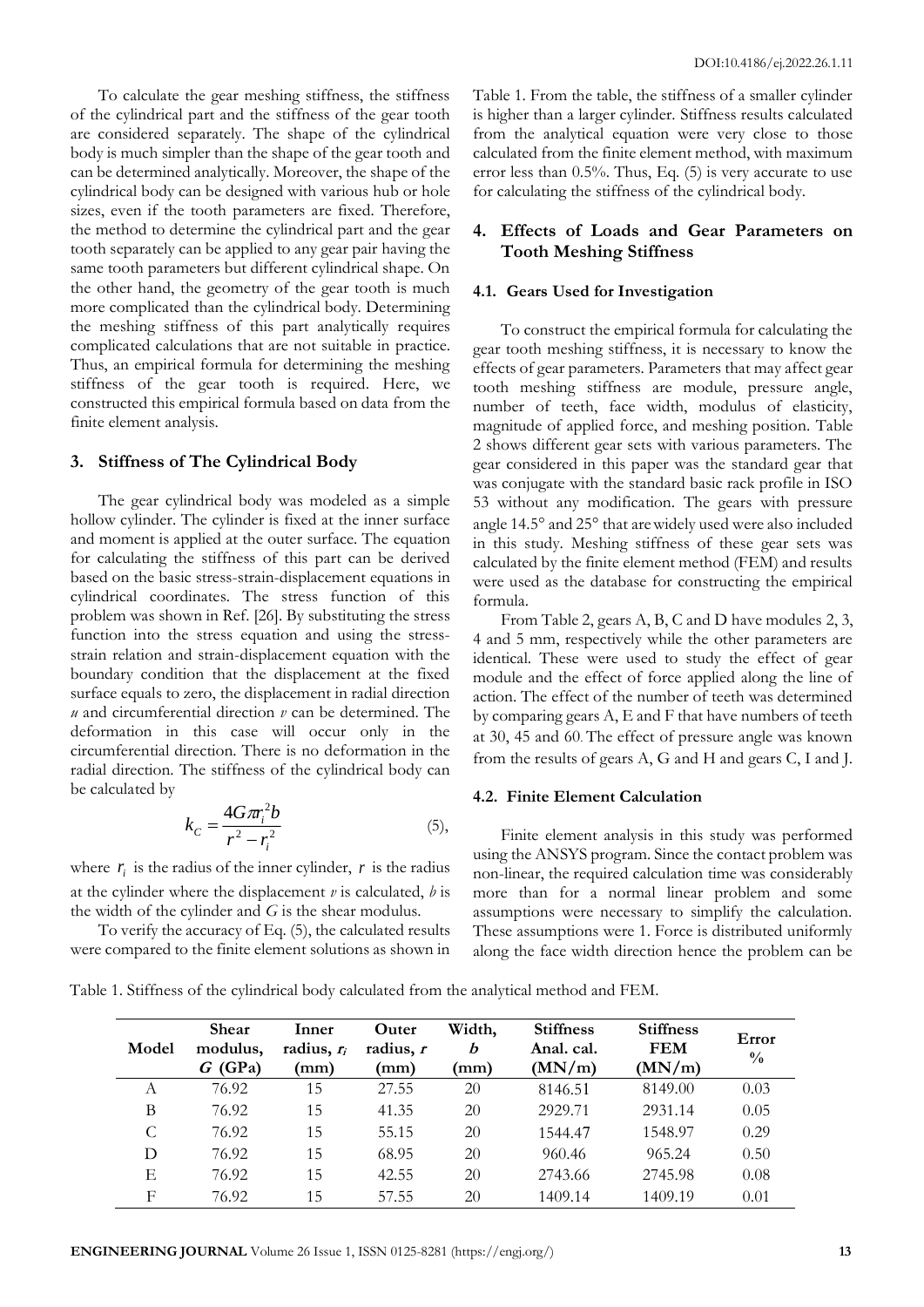To calculate the gear meshing stiffness, the stiffness of the cylindrical part and the stiffness of the gear tooth are considered separately. The shape of the cylindrical body is much simpler than the shape of the gear tooth and can be determined analytically. Moreover, the shape of the cylindrical body can be designed with various hub or hole sizes, even if the tooth parameters are fixed. Therefore, the method to determine the cylindrical part and the gear tooth separately can be applied to any gear pair having the same tooth parameters but different cylindrical shape. On the other hand, the geometry of the gear tooth is much more complicated than the cylindrical body. Determining the meshing stiffness of this part analytically requires complicated calculations that are not suitable in practice. Thus, an empirical formula for determining the meshing stiffness of the gear tooth is required. Here, we constructed this empirical formula based on data from the finite element analysis.

## 3. Stiffness of The Cylindrical Body

The gear cylindrical body was modeled as a simple hollow cylinder. The cylinder is fixed at the inner surface and moment is applied at the outer surface. The equation for calculating the stiffness of this part can be derived based on the basic stress-strain-displacement equations in cylindrical coordinates. The stress function of this problem was shown in Ref. [26]. By substituting the stress function into the stress equation and using the stress-strain relation and strain-displacement equation with the boundary condition that the displacement at the fixed surface equals to zero, the displacement in radial direction $u$ and circumferential direction $v$ can be determined. The deformation in this case will occur only in the circumferential direction. There is no deformation in the radial direction. The stiffness of the cylindrical body can be calculated by

$$k_C = \frac{4G\pi r_i^2 b}{r^2 - r_i^2} \tag{5}$$

where $r_i$ is the radius of the inner cylinder, $r$ is the radius at the cylinder where the displacement $v$ is calculated, $b$ is the width of the cylinder and $G$ is the shear modulus.

To verify the accuracy of Eq. (5), the calculated results were compared to the finite element solutions as shown in Table 1. From the table, the stiffness of a smaller cylinder is higher than a larger cylinder. Stiffness results calculated from the analytical equation were very close to those calculated from the finite element method, with maximum error less than 0.5%. Thus, Eq. (5) is very accurate to use for calculating the stiffness of the cylindrical body.

## 4. Effects of Loads and Gear Parameters on Tooth Meshing Stiffness

### 4.1. Gears Used for Investigation

To construct the empirical formula for calculating the gear tooth meshing stiffness, it is necessary to know the effects of gear parameters. Parameters that may affect gear tooth meshing stiffness are module, pressure angle, number of teeth, face width, modulus of elasticity, magnitude of applied force, and meshing position. Table 2 shows different gear sets with various parameters. The gear considered in this paper was the standard gear that was conjugate with the standard basic rack profile in ISO 53 without any modification. The gears with pressure angle 14.5° and 25° that are widely used were also included in this study. Meshing stiffness of these gear sets was calculated by the finite element method (FEM) and results were used as the database for constructing the empirical formula.

From Table 2, gears A, B, C and D have modules 2, 3, 4 and 5 mm, respectively while the other parameters are identical. These were used to study the effect of gear module and the effect of force applied along the line of action. The effect of the number of teeth was determined by comparing gears A, E and F that have numbers of teeth at 30, 45 and 60. The effect of pressure angle was known from the results of gears A, G and H and gears C, I and J.

### 4.2. Finite Element Calculation

Finite element analysis in this study was performed using the ANSYS program. Since the contact problem was non-linear, the required calculation time was considerably more than for a normal linear problem and some assumptions were necessary to simplify the calculation. These assumptions were 1. Force is distributed uniformly along the face width direction hence the problem can be

Table 1. Stiffness of the cylindrical body calculated from the analytical method and FEM.

| Model | Shear modulus, $G$ (GPa) | Inner radius, $r_i$ (mm) | Outer radius, $r$ (mm) | Width, $b$ (mm) | Stiffness Anal. cal. (MN/m) | Stiffness FEM (MN/m) | Error % |
|---|---|---|---|---|---|---|---|
| A | 76.92 | 15 | 27.55 | 20 | 8146.51 | 8149.00 | 0.03 |
| B | 76.92 | 15 | 41.35 | 20 | 2929.71 | 2931.14 | 0.05 |
| C | 76.92 | 15 | 55.15 | 20 | 1544.47 | 1548.97 | 0.29 |
| D | 76.92 | 15 | 68.95 | 20 | 960.46 | 965.24 | 0.50 |
| E | 76.92 | 15 | 42.55 | 20 | 2743.66 | 2745.98 | 0.08 |
| F | 76.92 | 15 | 57.55 | 20 | 1409.14 | 1409.19 | 0.01 |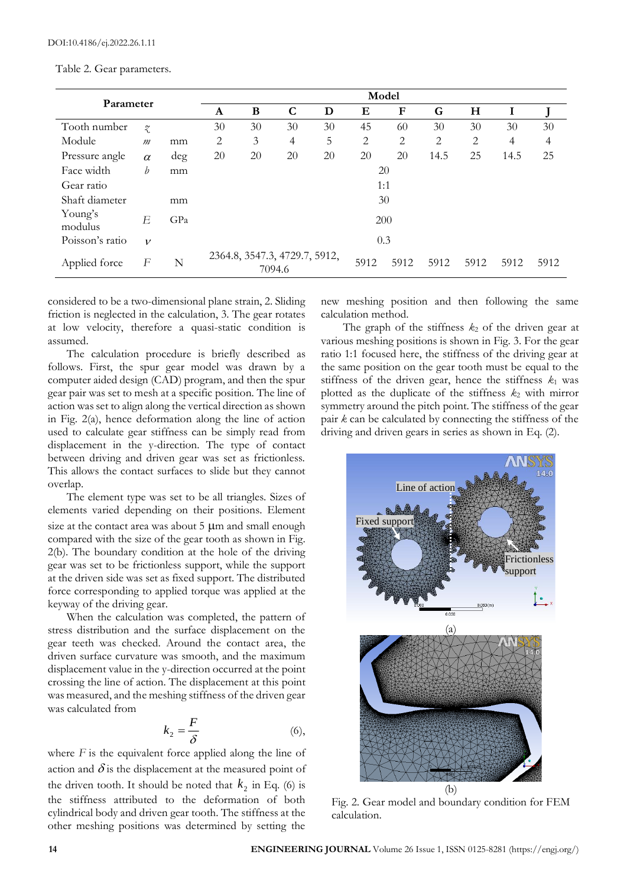Table 2. Gear parameters.

| Parameter | | | Model | | | | | | | | | |
|---|---|---|---|---|---|---|---|---|---|---|---|---|
| | | | A | B | C | D | E | F | G | H | I | J |
| Tooth number | $z$ | | 30 | 30 | 30 | 30 | 45 | 60 | 30 | 30 | 30 | 30 |
| Module | $m$ | mm | 2 | 3 | 4 | 5 | 2 | 2 | 2 | 2 | 4 | 4 |
| Pressure angle | $\alpha$ | deg | 20 | 20 | 20 | 20 | 20 | 20 | 14.5 | 25 | 14.5 | 25 |
| Face width | $b$ | mm | 20 | | | | | | | | | |
| Gear ratio | | | 1:1 | | | | | | | | | |
| Shaft diameter | | mm | 30 | | | | | | | | | |
| Young's modulus | $E$ | GPa | 200 | | | | | | | | | |
| Poisson's ratio | $\nu$ | | 0.3 | | | | | | | | | |
| Applied force | $F$ | N | 2364.8, 3547.3, 4729.7, 5912, 7094.6 | | | | 5912 | 5912 | 5912 | 5912 | 5912 | 5912 |

considered to be a two-dimensional plane strain, 2. Sliding friction is neglected in the calculation, 3. The gear rotates at low velocity, therefore a quasi-static condition is assumed.

The calculation procedure is briefly described as follows. First, the spur gear model was drawn by a computer aided design (CAD) program, and then the spur gear pair was set to mesh at a specific position. The line of action was set to align along the vertical direction as shown in Fig. 2(a), hence deformation along the line of action used to calculate gear stiffness can be simply read from displacement in the y-direction. The type of contact between driving and driven gear was set as frictionless. This allows the contact surfaces to slide but they cannot overlap.

The element type was set to be all triangles. Sizes of elements varied depending on their positions. Element size at the contact area was about 5 μm and small enough compared with the size of the gear tooth as shown in Fig. 2(b). The boundary condition at the hole of the driving gear was set to be frictionless support, while the support at the driven side was set as fixed support. The distributed force corresponding to applied torque was applied at the keyway of the driving gear.

When the calculation was completed, the pattern of stress distribution and the surface displacement on the gear teeth was checked. Around the contact area, the driven surface curvature was smooth, and the maximum displacement value in the y-direction occurred at the point crossing the line of action. The displacement at this point was measured, and the meshing stiffness of the driven gear was calculated from

$$k_2 = \frac{F}{\delta} \quad (6),$$

where $F$ is the equivalent force applied along the line of action and $\delta$ is the displacement at the measured point of the driven tooth. It should be noted that $k_2$ in Eq. (6) is the stiffness attributed to the deformation of both cylindrical body and driven gear tooth. The stiffness at the other meshing positions was determined by setting the new meshing position and then following the same calculation method.

The graph of the stiffness $k_2$ of the driven gear at various meshing positions is shown in Fig. 3. For the gear ratio 1:1 focused here, the stiffness of the driving gear at the same position on the gear tooth must be equal to the stiffness of the driven gear, hence the stiffness $k_1$ was plotted as the duplicate of the stiffness $k_2$ with mirror symmetry around the pitch point. The stiffness of the gear pair $k$ can be calculated by connecting the stiffness of the driving and driven gears in series as shown in Eq. (2).

Fig. 2. Gear model and boundary condition for FEM calculation.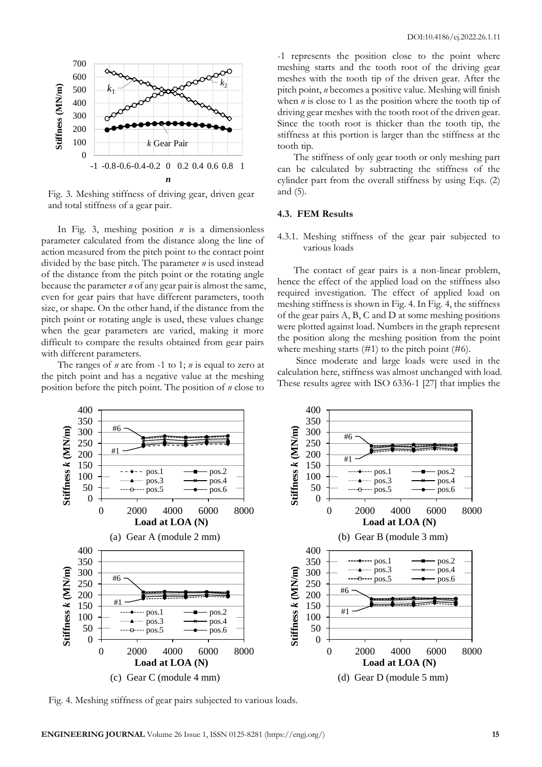Fig. 3. Meshing stiffness of driving gear, driven gear and total stiffness of a gear pair.

In Fig. 3, meshing position *n* is a dimensionless parameter calculated from the distance along the line of action measured from the pitch point to the contact point divided by the base pitch. The parameter *n* is used instead of the distance from the pitch point or the rotating angle because the parameter *n* of any gear pair is almost the same, even for gear pairs that have different parameters, tooth size, or shape. On the other hand, if the distance from the pitch point or rotating angle is used, these values change when the gear parameters are varied, making it more difficult to compare the results obtained from gear pairs with different parameters.

The ranges of *n* are from -1 to 1; *n* is equal to zero at the pitch point and has a negative value at the meshing position before the pitch point. The position of *n* close to -1 represents the position close to the point where meshing starts and the tooth root of the driving gear meshes with the tooth tip of the driven gear. After the pitch point, *n* becomes a positive value. Meshing will finish when *n* is close to 1 as the position where the tooth tip of driving gear meshes with the tooth root of the driven gear. Since the tooth root is thicker than the tooth tip, the stiffness at this portion is larger than the stiffness at the tooth tip.

The stiffness of only gear tooth or only meshing part can be calculated by subtracting the stiffness of the cylinder part from the overall stiffness by using Eqs. (2) and (5).

### 4.3. FEM Results

#### 4.3.1. Meshing stiffness of the gear pair subjected to various loads

The contact of gear pairs is a non-linear problem, hence the effect of the applied load on the stiffness also required investigation. The effect of applied load on meshing stiffness is shown in Fig. 4. In Fig. 4, the stiffness of the gear pairs A, B, C and D at some meshing positions were plotted against load. Numbers in the graph represent the position along the meshing position from the point where meshing starts (#1) to the pitch point (#6).

Since moderate and large loads were used in the calculation here, stiffness was almost unchanged with load. These results agree with ISO 6336-1 [27] that implies the

(a) Gear A (module 2 mm)

(b) Gear B (module 3 mm)

(c) Gear C (module 4 mm)

(d) Gear D (module 5 mm)

Fig. 4. Meshing stiffness of gear pairs subjected to various loads.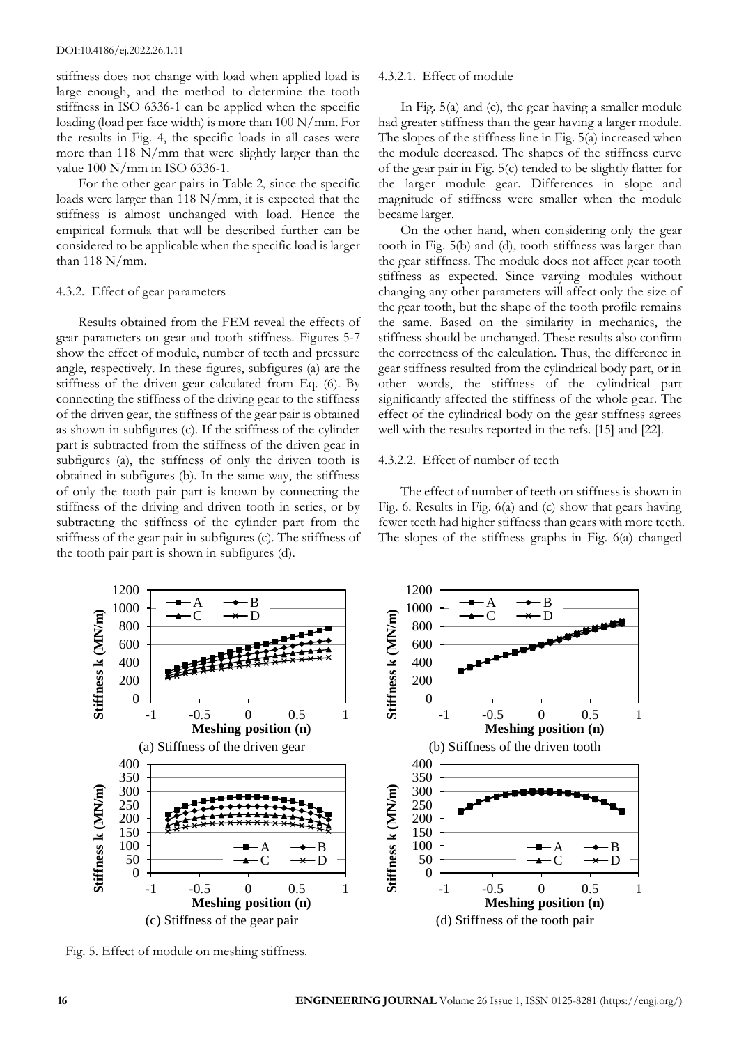stiffness does not change with load when applied load is large enough, and the method to determine the tooth stiffness in ISO 6336-1 can be applied when the specific loading (load per face width) is more than 100 N/mm. For the results in Fig. 4, the specific loads in all cases were more than 118 N/mm that were slightly larger than the value 100 N/mm in ISO 6336-1.

For the other gear pairs in Table 2, since the specific loads were larger than 118 N/mm, it is expected that the stiffness is almost unchanged with load. Hence the empirical formula that will be described further can be considered to be applicable when the specific load is larger than 118 N/mm.

#### 4.3.2. Effect of gear parameters

Results obtained from the FEM reveal the effects of gear parameters on gear and tooth stiffness. Figures 5-7 show the effect of module, number of teeth and pressure angle, respectively. In these figures, subfigures (a) are the stiffness of the driven gear calculated from Eq. (6). By connecting the stiffness of the driving gear to the stiffness of the driven gear, the stiffness of the gear pair is obtained as shown in subfigures (c). If the stiffness of the cylinder part is subtracted from the stiffness of the driven gear in subfigures (a), the stiffness of only the driven tooth is obtained in subfigures (b). In the same way, the stiffness of only the tooth pair part is known by connecting the stiffness of the driving and driven tooth in series, or by subtracting the stiffness of the cylinder part from the stiffness of the gear pair in subfigures (c). The stiffness of the tooth pair part is shown in subfigures (d).

##### 4.3.2.1. Effect of module

In Fig. 5(a) and (c), the gear having a smaller module had greater stiffness than the gear having a larger module. The slopes of the stiffness line in Fig. 5(a) increased when the module decreased. The shapes of the stiffness curve of the gear pair in Fig. 5(c) tended to be slightly flatter for the larger module gear. Differences in slope and magnitude of stiffness were smaller when the module became larger.

On the other hand, when considering only the gear tooth in Fig. 5(b) and (d), tooth stiffness was larger than the gear stiffness. The module does not affect gear tooth stiffness as expected. Since varying modules without changing any other parameters will affect only the size of the gear tooth, but the shape of the tooth profile remains the same. Based on the similarity in mechanics, the stiffness should be unchanged. These results also confirm the correctness of the calculation. Thus, the difference in gear stiffness resulted from the cylindrical body part, or in other words, the stiffness of the cylindrical part significantly affected the stiffness of the whole gear. The effect of the cylindrical body on the gear stiffness agrees well with the results reported in the refs. [15] and [22].

##### 4.3.2.2. Effect of number of teeth

The effect of number of teeth on stiffness is shown in Fig. 6. Results in Fig. 6(a) and (c) show that gears having fewer teeth had higher stiffness than gears with more teeth. The slopes of the stiffness graphs in Fig. 6(a) changed

(a) Stiffness of the driven gear

(b) Stiffness of the driven tooth

(c) Stiffness of the gear pair

(d) Stiffness of the tooth pair

Fig. 5. Effect of module on meshing stiffness.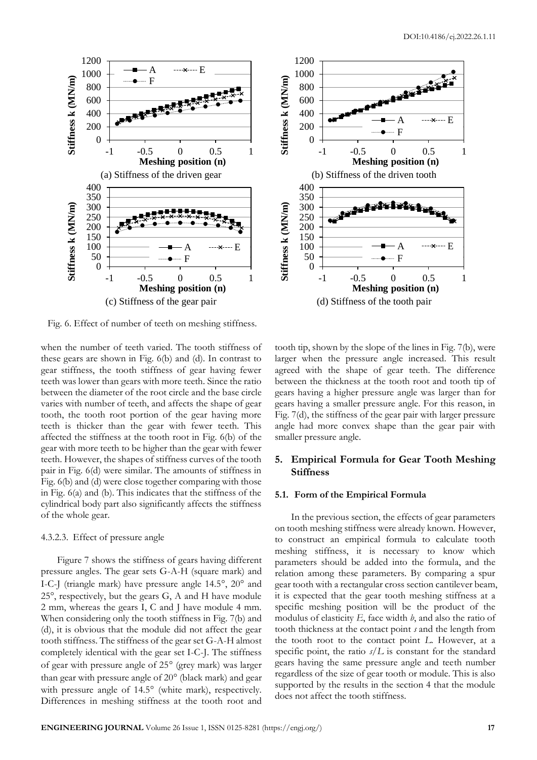(a) Stiffness of the driven gear

(b) Stiffness of the driven tooth

(c) Stiffness of the gear pair

(d) Stiffness of the tooth pair

Fig. 6. Effect of number of teeth on meshing stiffness.

when the number of teeth varied. The tooth stiffness of these gears are shown in Fig. 6(b) and (d). In contrast to gear stiffness, the tooth stiffness of gear having fewer teeth was lower than gears with more teeth. Since the ratio between the diameter of the root circle and the base circle varies with number of teeth, and affects the shape of gear tooth, the tooth root portion of the gear having more teeth is thicker than the gear with fewer teeth. This affected the stiffness at the tooth root in Fig. 6(b) of the gear with more teeth to be higher than the gear with fewer teeth. However, the shapes of stiffness curves of the tooth pair in Fig. 6(d) were similar. The amounts of stiffness in Fig. 6(b) and (d) were close together comparing with those in Fig. 6(a) and (b). This indicates that the stiffness of the cylindrical body part also significantly affects the stiffness of the whole gear.

#### 4.3.2.3. Effect of pressure angle

Figure 7 shows the stiffness of gears having different pressure angles. The gear sets G-A-H (square mark) and I-C-J (triangle mark) have pressure angle 14.5°, 20° and 25°, respectively, but the gears G, A and H have module 2 mm, whereas the gears I, C and J have module 4 mm. When considering only the tooth stiffness in Fig. 7(b) and (d), it is obvious that the module did not affect the gear tooth stiffness. The stiffness of the gear set G-A-H almost completely identical with the gear set I-C-J. The stiffness of gear with pressure angle of 25° (grey mark) was larger than gear with pressure angle of 20° (black mark) and gear with pressure angle of 14.5° (white mark), respectively. Differences in meshing stiffness at the tooth root and tooth tip, shown by the slope of the lines in Fig. 7(b), were larger when the pressure angle increased. This result agreed with the shape of gear teeth. The difference between the thickness at the tooth root and tooth tip of gears having a higher pressure angle was larger than for gears having a smaller pressure angle. For this reason, in Fig. 7(d), the stiffness of the gear pair with larger pressure angle had more convex shape than the gear pair with smaller pressure angle.

## 5. Empirical Formula for Gear Tooth Meshing Stiffness

### 5.1. Form of the Empirical Formula

In the previous section, the effects of gear parameters on tooth meshing stiffness were already known. However, to construct an empirical formula to calculate tooth meshing stiffness, it is necessary to know which parameters should be added into the formula, and the relation among these parameters. By comparing a spur gear tooth with a rectangular cross section cantilever beam, it is expected that the gear tooth meshing stiffness at a specific meshing position will be the product of the modulus of elasticity $E$, face width $b$, and also the ratio of tooth thickness at the contact point $s$ and the length from the tooth root to the contact point $L$. However, at a specific point, the ratio $s/L$ is constant for the standard gears having the same pressure angle and teeth number regardless of the size of gear tooth or module. This is also supported by the results in the section 4 that the module does not affect the tooth stiffness.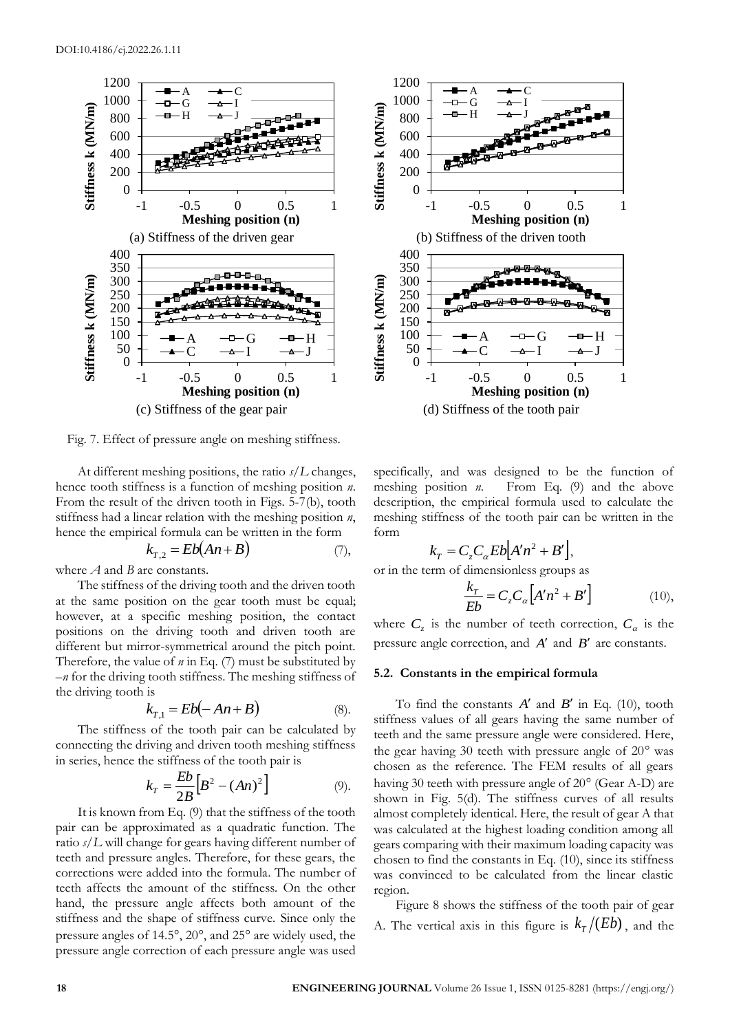(a) Stiffness of the driven gear

(b) Stiffness of the driven tooth

(c) Stiffness of the gear pair

(d) Stiffness of the tooth pair

Fig. 7. Effect of pressure angle on meshing stiffness.

At different meshing positions, the ratio $s/L$ changes, hence tooth stiffness is a function of meshing position $n$. From the result of the driven tooth in Figs. 5-7(b), tooth stiffness had a linear relation with the meshing position $n$, hence the empirical formula can be written in the form

$$k_{T,2} = Eb(An + B) \quad (7),$$

where $A$ and $B$ are constants.

The stiffness of the driving tooth and the driven tooth at the same position on the gear tooth must be equal; however, at a specific meshing position, the contact positions on the driving tooth and driven tooth are different but mirror-symmetrical around the pitch point. Therefore, the value of $n$ in Eq. (7) must be substituted by $-n$ for the driving tooth stiffness. The meshing stiffness of the driving tooth is

$$k_{T,1} = Eb(-An + B) \quad (8).$$

The stiffness of the tooth pair can be calculated by connecting the driving and driven tooth meshing stiffness in series, hence the stiffness of the tooth pair is

$$k_T = \frac{Eb}{2B}\left[B^2 - (An)^2\right] \quad (9).$$

It is known from Eq. (9) that the stiffness of the tooth pair can be approximated as a quadratic function. The ratio $s/L$ will change for gears having different number of teeth and pressure angles. Therefore, for these gears, the corrections were added into the formula. The number of teeth affects the amount of the stiffness. On the other hand, the pressure angle affects both amount of the stiffness and the shape of stiffness curve. Since only the pressure angles of 14.5°, 20°, and 25° are widely used, the pressure angle correction of each pressure angle was used specifically, and was designed to be the function of meshing position $n$. From Eq. (9) and the above description, the empirical formula used to calculate the meshing stiffness of the tooth pair can be written in the form

$$k_T = C_z C_\alpha Eb\left[A'n^2 + B'\right],$$

or in the term of dimensionless groups as

$$\frac{k_T}{Eb} = C_z C_\alpha \left[A'n^2 + B'\right] \quad (10),$$

where $C_z$ is the number of teeth correction, $C_\alpha$ is the pressure angle correction, and $A'$ and $B'$ are constants.

### 5.2. Constants in the empirical formula

To find the constants $A'$ and $B'$ in Eq. (10), tooth stiffness values of all gears having the same number of teeth and the same pressure angle were considered. Here, the gear having 30 teeth with pressure angle of 20° was chosen as the reference. The FEM results of all gears having 30 teeth with pressure angle of 20° (Gear A-D) are shown in Fig. 5(d). The stiffness curves of all results almost completely identical. Here, the result of gear A that was calculated at the highest loading condition among all gears comparing with their maximum loading capacity was chosen to find the constants in Eq. (10), since its stiffness was convinced to be calculated from the linear elastic region.

Figure 8 shows the stiffness of the tooth pair of gear A. The vertical axis in this figure is $k_T/(Eb)$, and the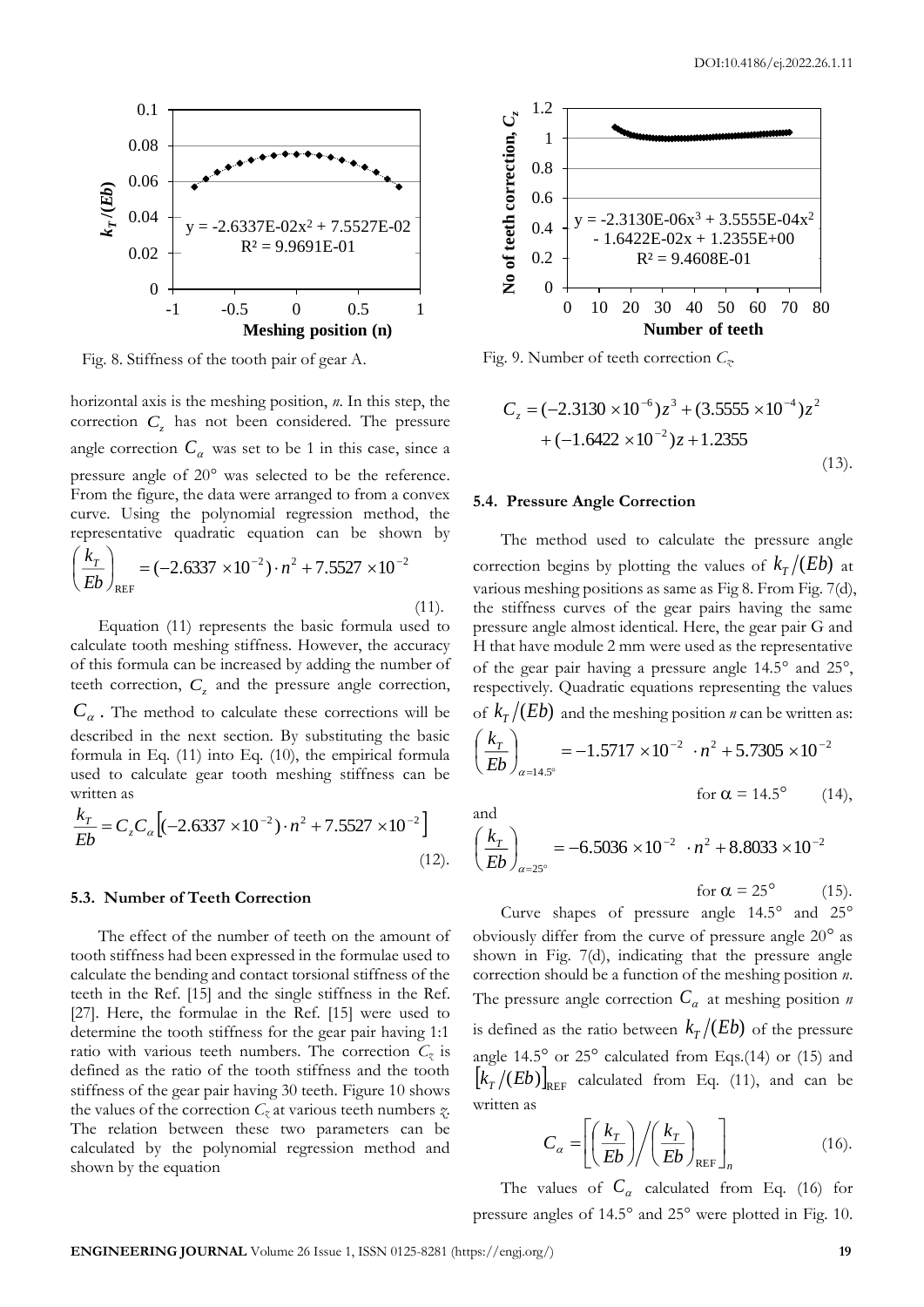Fig. 8. Stiffness of the tooth pair of gear A.

Fig. 9. Number of teeth correction $C_z$.

horizontal axis is the meshing position, *n*. In this step, the correction $C_z$ has not been considered. The pressure angle correction $C_\alpha$ was set to be 1 in this case, since a pressure angle of 20° was selected to be the reference. From the figure, the data were arranged to from a convex curve. Using the polynomial regression method, the representative quadratic equation can be shown by

$$\left(\frac{k_T}{Eb}\right)_{\text{REF}} = (-2.6337 \times 10^{-2}) \cdot n^2 + 7.5527 \times 10^{-2} \tag{11}$$

Equation (11) represents the basic formula used to calculate tooth meshing stiffness. However, the accuracy of this formula can be increased by adding the number of teeth correction, $C_z$ and the pressure angle correction, $C_\alpha$. The method to calculate these corrections will be described in the next section. By substituting the basic formula in Eq. (11) into Eq. (10), the empirical formula used to calculate gear tooth meshing stiffness can be written as

$$\frac{k_T}{Eb} = C_z C_\alpha \left[ (-2.6337 \times 10^{-2}) \cdot n^2 + 7.5527 \times 10^{-2} \right] \tag{12}$$

### 5.3. Number of Teeth Correction

The effect of the number of teeth on the amount of tooth stiffness had been expressed in the formulae used to calculate the bending and contact torsional stiffness of the teeth in the Ref. [15] and the single stiffness in the Ref. [27]. Here, the formulae in the Ref. [15] were used to determine the tooth stiffness for the gear pair having 1:1 ratio with various teeth numbers. The correction $C_z$ is defined as the ratio of the tooth stiffness and the tooth stiffness of the gear pair having 30 teeth. Figure 10 shows the values of the correction $C_z$ at various teeth numbers $z$. The relation between these two parameters can be calculated by the polynomial regression method and shown by the equation

$$C_z = (-2.3130 \times 10^{-6}) z^3 + (3.5555 \times 10^{-4}) z^2 + (-1.6422 \times 10^{-2}) z + 1.2355 \tag{13}$$

### 5.4. Pressure Angle Correction

The method used to calculate the pressure angle correction begins by plotting the values of $k_T/(Eb)$ at various meshing positions as same as Fig 8. From Fig. 7(d), the stiffness curves of the gear pairs having the same pressure angle almost identical. Here, the gear pair G and H that have module 2 mm were used as the representative of the gear pair having a pressure angle 14.5° and 25°, respectively. Quadratic equations representing the values of $k_T/(Eb)$ and the meshing position *n* can be written as:

$$\left(\frac{k_T}{Eb}\right)_{\alpha=14.5^\circ} = -1.5717 \times 10^{-2} \cdot n^2 + 5.7305 \times 10^{-2} \quad \text{for } \alpha = 14.5^\circ \tag{14}$$

and

$$\left(\frac{k_T}{Eb}\right)_{\alpha=25^\circ} = -6.5036 \times 10^{-2} \cdot n^2 + 8.8033 \times 10^{-2} \quad \text{for } \alpha = 25^\circ \tag{15}$$

Curve shapes of pressure angle 14.5° and 25° obviously differ from the curve of pressure angle 20° as shown in Fig. 7(d), indicating that the pressure angle correction should be a function of the meshing position *n*. The pressure angle correction $C_\alpha$ at meshing position *n* is defined as the ratio between $k_T/(Eb)$ of the pressure angle 14.5° or 25° calculated from Eqs.(14) or (15) and $[k_T/(Eb)]_{\text{REF}}$ calculated from Eq. (11), and can be written as

$$C_\alpha = \left[ \left(\frac{k_T}{Eb}\right) \Big/ \left(\frac{k_T}{Eb}\right)_{\text{REF}} \right]_n \tag{16}$$

The values of $C_\alpha$ calculated from Eq. (16) for pressure angles of 14.5° and 25° were plotted in Fig. 10.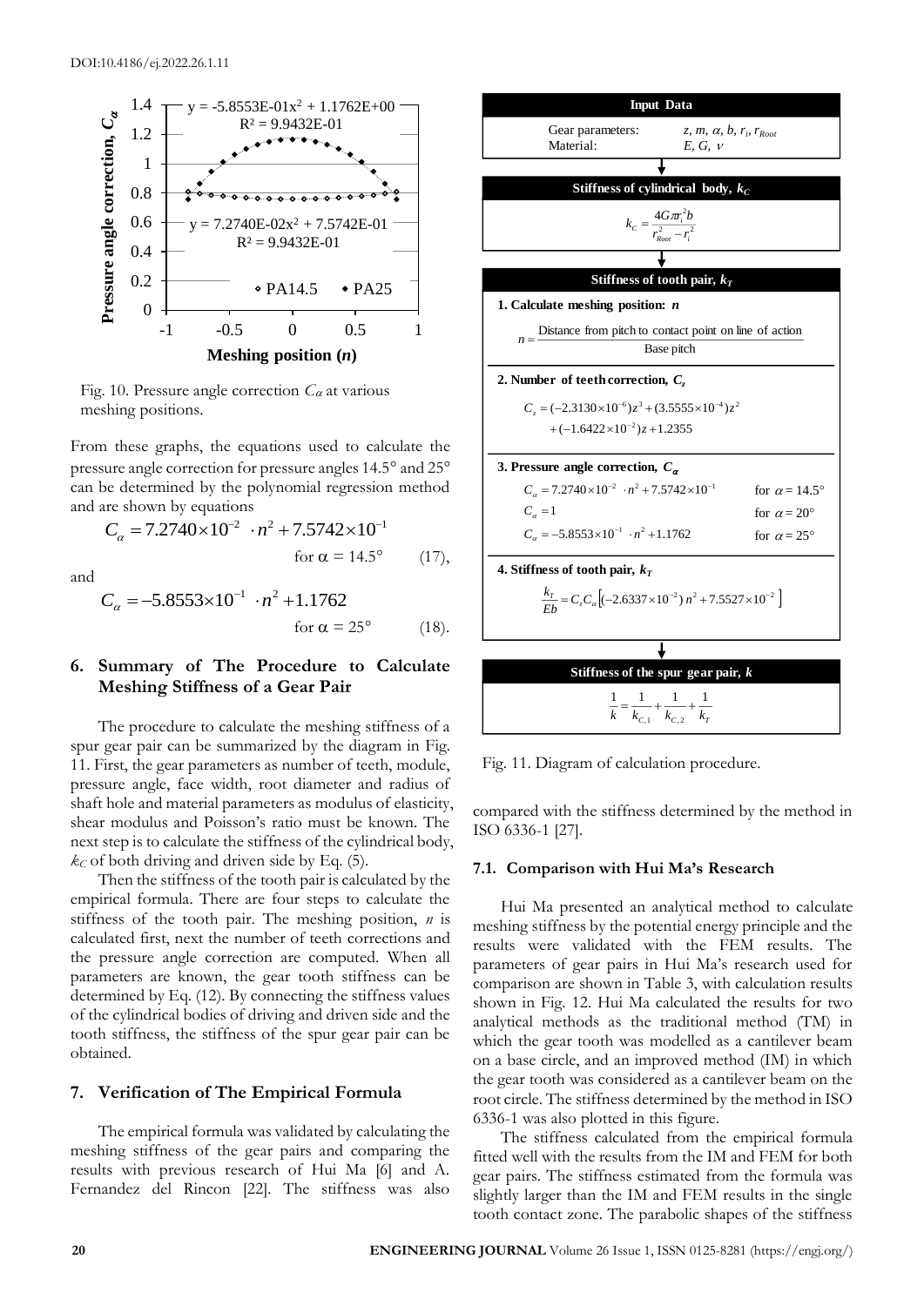Fig. 10. Pressure angle correction $C_\alpha$ at various meshing positions.

From these graphs, the equations used to calculate the pressure angle correction for pressure angles 14.5° and 25° can be determined by the polynomial regression method and are shown by equations

$$C_\alpha = 7.2740\times10^{-2} \cdot n^2 + 7.5742\times10^{-1} \quad \text{for } \alpha = 14.5° \qquad (17),$$

and

$$C_\alpha = -5.8553\times10^{-1} \cdot n^2 + 1.1762 \quad \text{for } \alpha = 25° \qquad (18).$$

## 6. Summary of The Procedure to Calculate Meshing Stiffness of a Gear Pair

The procedure to calculate the meshing stiffness of a spur gear pair can be summarized by the diagram in Fig. 11. First, the gear parameters as number of teeth, module, pressure angle, face width, root diameter and radius of shaft hole and material parameters as modulus of elasticity, shear modulus and Poisson's ratio must be known. The next step is to calculate the stiffness of the cylindrical body, $k_C$ of both driving and driven side by Eq. (5).

Then the stiffness of the tooth pair is calculated by the empirical formula. There are four steps to calculate the stiffness of the tooth pair. The meshing position, $n$ is calculated first, next the number of teeth corrections and the pressure angle correction are computed. When all parameters are known, the gear tooth stiffness can be determined by Eq. (12). By connecting the stiffness values of the cylindrical bodies of driving and driven side and the tooth stiffness, the stiffness of the spur gear pair can be obtained.

## 7. Verification of The Empirical Formula

The empirical formula was validated by calculating the meshing stiffness of the gear pairs and comparing the results with previous research of Hui Ma [6] and A. Fernandez del Rincon [22]. The stiffness was also compared with the stiffness determined by the method in ISO 6336-1 [27].

**Input Data**

Gear parameters: $z, m, \alpha, b, r_i, r_{Root}$
Material: $E, G, \nu$

**Stiffness of cylindrical body, $k_C$**

$$k_C = \frac{4G\pi r_i^2 b}{r_{Root}^2 - r_i^2}$$

**Stiffness of tooth pair, $k_T$**

**1. Calculate meshing position: $n$**

$$n = \frac{\text{Distance from pitch to contact point on line of action}}{\text{Base pitch}}$$

**2. Number of teeth correction, $C_z$**

$$C_z = (-2.3130\times10^{-6})z^3 + (3.5555\times10^{-4})z^2 + (-1.6422\times10^{-2})z + 1.2355$$

**3. Pressure angle correction, $C_\alpha$**

$C_\alpha = 7.2740\times10^{-2} \cdot n^2 + 7.5742\times10^{-1}$ for $\alpha = 14.5°$
$C_\alpha = 1$ for $\alpha = 20°$
$C_\alpha = -5.8553\times10^{-1} \cdot n^2 + 1.1762$ for $\alpha = 25°$

**4. Stiffness of tooth pair, $k_T$**

$$\frac{k_T}{Eb} = C_z C_\alpha \left[(-2.6337\times10^{-2})\, n^2 + 7.5527\times10^{-2}\right]$$

**Stiffness of the spur gear pair, $k$**

$$\frac{1}{k} = \frac{1}{k_{C,1}} + \frac{1}{k_{C,2}} + \frac{1}{k_T}$$

Fig. 11. Diagram of calculation procedure.

### 7.1. Comparison with Hui Ma's Research

Hui Ma presented an analytical method to calculate meshing stiffness by the potential energy principle and the results were validated with the FEM results. The parameters of gear pairs in Hui Ma's research used for comparison are shown in Table 3, with calculation results shown in Fig. 12. Hui Ma calculated the results for two analytical methods as the traditional method (TM) in which the gear tooth was modelled as a cantilever beam on a base circle, and an improved method (IM) in which the gear tooth was considered as a cantilever beam on the root circle. The stiffness determined by the method in ISO 6336-1 was also plotted in this figure.

The stiffness calculated from the empirical formula fitted well with the results from the IM and FEM for both gear pairs. The stiffness estimated from the formula was slightly larger than the IM and FEM results in the single tooth contact zone. The parabolic shapes of the stiffness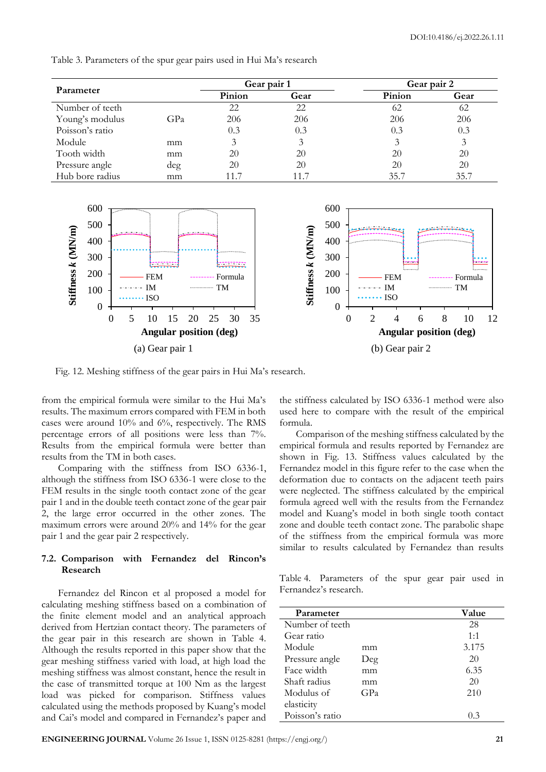Table 3. Parameters of the spur gear pairs used in Hui Ma's research

| Parameter | | Gear pair 1 | | Gear pair 2 | |
|---|---|---|---|---|---|
| | | Pinion | Gear | Pinion | Gear |
| Number of teeth | | 22 | 22 | 62 | 62 |
| Young's modulus | GPa | 206 | 206 | 206 | 206 |
| Poisson's ratio | | 0.3 | 0.3 | 0.3 | 0.3 |
| Module | mm | 3 | 3 | 3 | 3 |
| Tooth width | mm | 20 | 20 | 20 | 20 |
| Pressure angle | deg | 20 | 20 | 20 | 20 |
| Hub bore radius | mm | 11.7 | 11.7 | 35.7 | 35.7 |

(a) Gear pair 1

(b) Gear pair 2

Fig. 12. Meshing stiffness of the gear pairs in Hui Ma's research.

from the empirical formula were similar to the Hui Ma's results. The maximum errors compared with FEM in both cases were around 10% and 6%, respectively. The RMS percentage errors of all positions were less than 7%. Results from the empirical formula were better than results from the TM in both cases.

Comparing with the stiffness from ISO 6336-1, although the stiffness from ISO 6336-1 were close to the FEM results in the single tooth contact zone of the gear pair 1 and in the double teeth contact zone of the gear pair 2, the large error occurred in the other zones. The maximum errors were around 20% and 14% for the gear pair 1 and the gear pair 2 respectively.

### 7.2. Comparison with Fernandez del Rincon's Research

Fernandez del Rincon et al proposed a model for calculating meshing stiffness based on a combination of the finite element model and an analytical approach derived from Hertzian contact theory. The parameters of the gear pair in this research are shown in Table 4. Although the results reported in this paper show that the gear meshing stiffness varied with load, at high load the meshing stiffness was almost constant, hence the result in the case of transmitted torque at 100 Nm as the largest load was picked for comparison. Stiffness values calculated using the methods proposed by Kuang's model and Cai's model and compared in Fernandez's paper and the stiffness calculated by ISO 6336-1 method were also used here to compare with the result of the empirical formula.

Comparison of the meshing stiffness calculated by the empirical formula and results reported by Fernandez are shown in Fig. 13. Stiffness values calculated by the Fernandez model in this figure refer to the case when the deformation due to contacts on the adjacent teeth pairs were neglected. The stiffness calculated by the empirical formula agreed well with the results from the Fernandez model and Kuang's model in both single tooth contact zone and double teeth contact zone. The parabolic shape of the stiffness from the empirical formula was more similar to results calculated by Fernandez than results

Table 4. Parameters of the spur gear pair used in Fernandez's research.

| Parameter | | Value |
|---|---|---|
| Number of teeth | | 28 |
| Gear ratio | | 1:1 |
| Module | mm | 3.175 |
| Pressure angle | Deg | 20 |
| Face width | mm | 6.35 |
| Shaft radius | mm | 20 |
| Modulus of elasticity | GPa | 210 |
| Poisson's ratio | | 0.3 |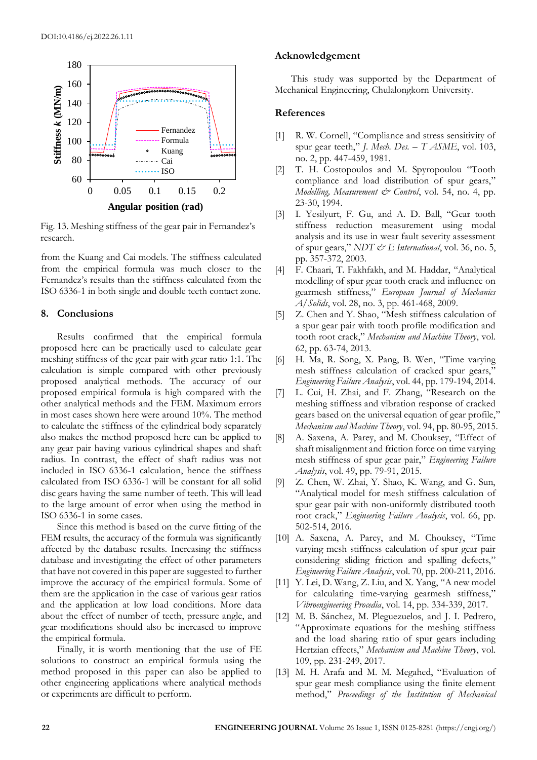Fig. 13. Meshing stiffness of the gear pair in Fernadez's research.

from the Kuang and Cai models. The stiffness calculated from the empirical formula was much closer to the Fernandez's results than the stiffness calculated from the ISO 6336-1 in both single and double teeth contact zone.

## 8. Conclusions

Results confirmed that the empirical formula proposed here can be practically used to calculate gear meshing stiffness of the gear pair with gear ratio 1:1. The calculation is simple compared with other previously proposed analytical methods. The accuracy of our proposed empirical formula is high compared with the other analytical methods and the FEM. Maximum errors in most cases shown here were around 10%. The method to calculate the stiffness of the cylindrical body separately also makes the method proposed here can be applied to any gear pair having various cylindrical shapes and shaft radius. In contrast, the effect of shaft radius was not included in ISO 6336-1 calculation, hence the stiffness calculated from ISO 6336-1 will be constant for all solid disc gears having the same number of teeth. This will lead to the large amount of error when using the method in ISO 6336-1 in some cases.

Since this method is based on the curve fitting of the FEM results, the accuracy of the formula was significantly affected by the database results. Increasing the stiffness database and investigating the effect of other parameters that have not covered in this paper are suggested to further improve the accuracy of the empirical formula. Some of them are the application in the case of various gear ratios and the application at low load conditions. More data about the effect of number of teeth, pressure angle, and gear modifications should also be increased to improve the empirical formula.

Finally, it is worth mentioning that the use of FE solutions to construct an empirical formula using the method proposed in this paper can also be applied to other engineering applications where analytical methods or experiments are difficult to perform.

## Acknowledgement

This study was supported by the Department of Mechanical Engineering, Chulalongkorn University.

## References

[1] R. W. Cornell, "Compliance and stress sensitivity of spur gear teeth," *J. Mech. Des. – T ASME*, vol. 103, no. 2, pp. 447-459, 1981.

[2] T. H. Costopoulos and M. Spyropoulou "Tooth compliance and load distribution of spur gears," *Modelling, Measurement & Control*, vol. 54, no. 4, pp. 23-30, 1994.

[3] I. Yesilyurt, F. Gu, and A. D. Ball, "Gear tooth stiffness reduction measurement using modal analysis and its use in wear fault severity assessment of spur gears," *NDT & E International*, vol. 36, no. 5, pp. 357-372, 2003.

[4] F. Chaari, T. Fakhfakh, and M. Haddar, "Analytical modelling of spur gear tooth crack and influence on gearmesh stiffness," *European Journal of Mechanics A/Solids*, vol. 28, no. 3, pp. 461-468, 2009.

[5] Z. Chen and Y. Shao, "Mesh stiffness calculation of a spur gear pair with tooth profile modification and tooth root crack," *Mechanism and Machine Theory*, vol. 62, pp. 63-74, 2013.

[6] H. Ma, R. Song, X. Pang, B. Wen, "Time varying mesh stiffness calculation of cracked spur gears," *Engineering Failure Analysis*, vol. 44, pp. 179-194, 2014.

[7] L. Cui, H. Zhai, and F. Zhang, "Research on the meshing stiffness and vibration response of cracked gears based on the universal equation of gear profile," *Mechanism and Machine Theory*, vol. 94, pp. 80-95, 2015.

[8] A. Saxena, A. Parey, and M. Chouksey, "Effect of shaft misalignment and friction force on time varying mesh stiffness of spur gear pair," *Engineering Failure Analysis*, vol. 49, pp. 79-91, 2015.

[9] Z. Chen, W. Zhai, Y. Shao, K. Wang, and G. Sun, "Analytical model for mesh stiffness calculation of spur gear pair with non-uniformly distributed tooth root crack," *Engineering Failure Analysis*, vol. 66, pp. 502-514, 2016.

[10] A. Saxena, A. Parey, and M. Chouksey, "Time varying mesh stiffness calculation of spur gear pair considering sliding friction and spalling defects," *Engineering Failure Analysis*, vol. 70, pp. 200-211, 2016.

[11] Y. Lei, D. Wang, Z. Liu, and X. Yang, "A new model for calculating time-varying gearmesh stiffness," *Vibroengineering Procedia*, vol. 14, pp. 334-339, 2017.

[12] M. B. Sánchez, M. Pleguezuelos, and J. I. Pedrero, "Approximate equations for the meshing stiffness and the load sharing ratio of spur gears including Hertzian effects," *Mechanism and Machine Theory*, vol. 109, pp. 231-249, 2017.

[13] M. H. Arafa and M. M. Megahed, "Evaluation of spur gear mesh compliance using the finite element method," *Proceedings of the Institution of Mechanical*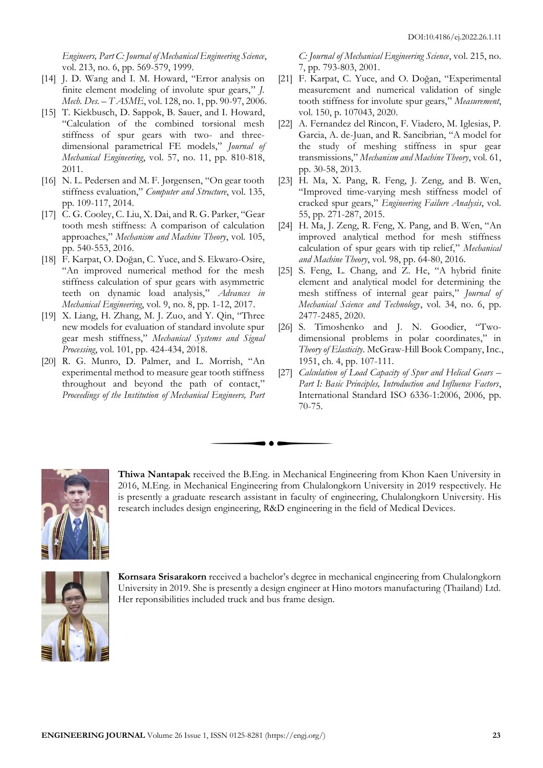*Engineers, Part C: Journal of Mechanical Engineering Science*, vol. 213, no. 6, pp. 569-579, 1999.

[14] J. D. Wang and I. M. Howard, "Error analysis on finite element modeling of involute spur gears," *J. Mech. Des. – T ASME*, vol. 128, no. 1, pp. 90-97, 2006.

[15] T. Kiekbusch, D. Sappok, B. Sauer, and I. Howard, "Calculation of the combined torsional mesh stiffness of spur gears with two- and three-dimensional parametrical FE models," *Journal of Mechanical Engineering*, vol. 57, no. 11, pp. 810-818, 2011.

[16] N. L. Pedersen and M. F. Jørgensen, "On gear tooth stiffness evaluation," *Computer and Structure*, vol. 135, pp. 109-117, 2014.

[17] C. G. Cooley, C. Liu, X. Dai, and R. G. Parker, "Gear tooth mesh stiffness: A comparison of calculation approaches," *Mechanism and Machine Theory*, vol. 105, pp. 540-553, 2016.

[18] F. Karpat, O. Doğan, C. Yuce, and S. Ekwaro-Osire, "An improved numerical method for the mesh stiffness calculation of spur gears with asymmetric teeth on dynamic load analysis," *Advances in Mechanical Engineering*, vol. 9, no. 8, pp. 1-12, 2017.

[19] X. Liang, H. Zhang, M. J. Zuo, and Y. Qin, "Three new models for evaluation of standard involute spur gear mesh stiffness," *Mechanical Systems and Signal Processing*, vol. 101, pp. 424-434, 2018.

[20] R. G. Munro, D. Palmer, and L. Morrish, "An experimental method to measure gear tooth stiffness throughout and beyond the path of contact," *Proceedings of the Institution of Mechanical Engineers, Part C: Journal of Mechanical Engineering Science*, vol. 215, no. 7, pp. 793-803, 2001.

[21] F. Karpat, C. Yuce, and O. Doğan, "Experimental measurement and numerical validation of single tooth stiffness for involute spur gears," *Measurement*, vol. 150, p. 107043, 2020.

[22] A. Fernandez del Rincon, F. Viadero, M. Iglesias, P. Garcia, A. de-Juan, and R. Sancibrian, "A model for the study of meshing stiffness in spur gear transmissions," *Mechanism and Machine Theory*, vol. 61, pp. 30-58, 2013.

[23] H. Ma, X. Pang, R. Feng, J. Zeng, and B. Wen, "Improved time-varying mesh stiffness model of cracked spur gears," *Engineering Failure Analysis*, vol. 55, pp. 271-287, 2015.

[24] H. Ma, J. Zeng, R. Feng, X. Pang, and B. Wen, "An improved analytical method for mesh stiffness calculation of spur gears with tip relief," *Mechanical and Machine Theory*, vol. 98, pp. 64-80, 2016.

[25] S. Feng, L. Chang, and Z. He, "A hybrid finite element and analytical model for determining the mesh stiffness of internal gear pairs," *Journal of Mechanical Science and Technology*, vol. 34, no. 6, pp. 2477-2485, 2020.

[26] S. Timoshenko and J. N. Goodier, "Two-dimensional problems in polar coordinates," in *Theory of Elasticity*. McGraw-Hill Book Company, Inc., 1951, ch. 4, pp. 107-111.

[27] *Calculation of Load Capacity of Spur and Helical Gears – Part I: Basic Principles, Introduction and Influence Factors*, International Standard ISO 6336-1:2006, 2006, pp. 70-75.

---

**Thiwa Nantapak** received the B.Eng. in Mechanical Engineering from Khon Kaen University in 2016, M.Eng. in Mechanical Engineering from Chulalongkorn University in 2019 respectively. He is presently a graduate research assistant in faculty of engineering, Chulalongkorn University. His research includes design engineering, R&D engineering in the field of Medical Devices.

**Kornsara Srisarakorn** received a bachelor's degree in mechanical engineering from Chulalongkorn University in 2019. She is presently a design engineer at Hino motors manufacturing (Thailand) Ltd. Her reponsibilities included truck and bus frame design.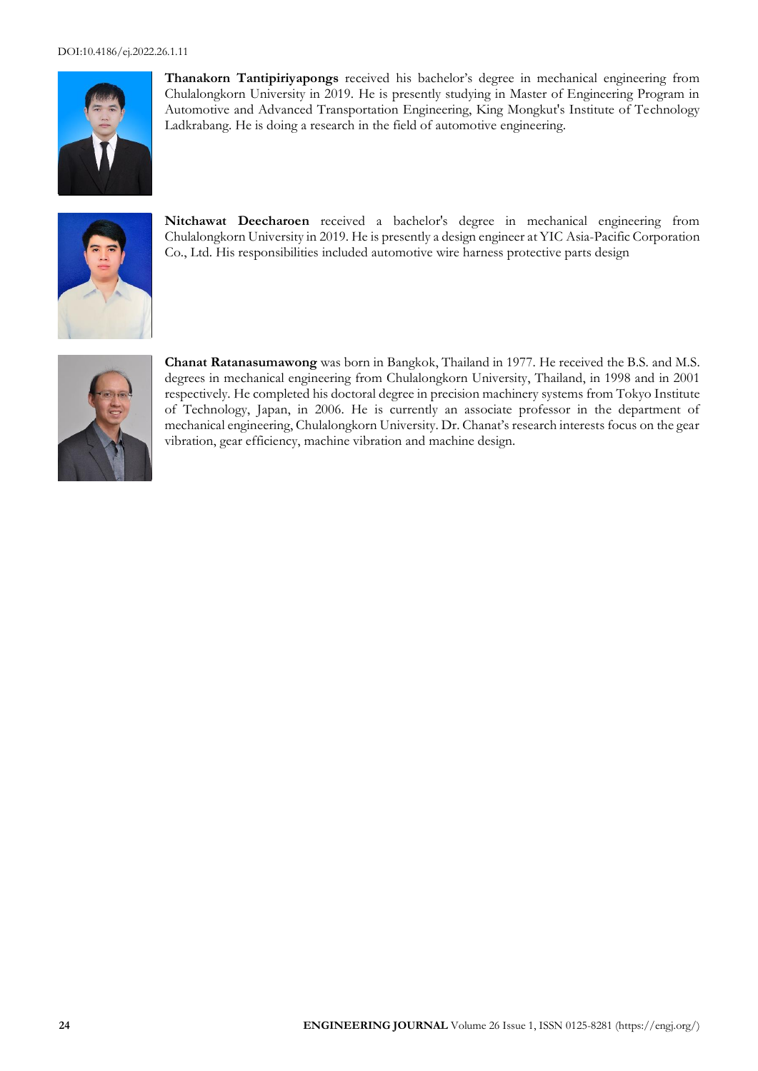**Thanakorn Tantipiriyapongs** received his bachelor's degree in mechanical engineering from Chulalongkorn University in 2019. He is presently studying in Master of Engineering Program in Automotive and Advanced Transportation Engineering, King Mongkut's Institute of Technology Ladkrabang. He is doing a research in the field of automotive engineering.

**Nitchawat Deecharoen** received a bachelor's degree in mechanical engineering from Chulalongkorn University in 2019. He is presently a design engineer at YIC Asia-Pacific Corporation Co., Ltd. His responsibilities included automotive wire harness protective parts design

**Chanat Ratanasumawong** was born in Bangkok, Thailand in 1977. He received the B.S. and M.S. degrees in mechanical engineering from Chulalongkorn University, Thailand, in 1998 and in 2001 respectively. He completed his doctoral degree in precision machinery systems from Tokyo Institute of Technology, Japan, in 2006. He is currently an associate professor in the department of mechanical engineering, Chulalongkorn University. Dr. Chanat's research interests focus on the gear vibration, gear efficiency, machine vibration and machine design.